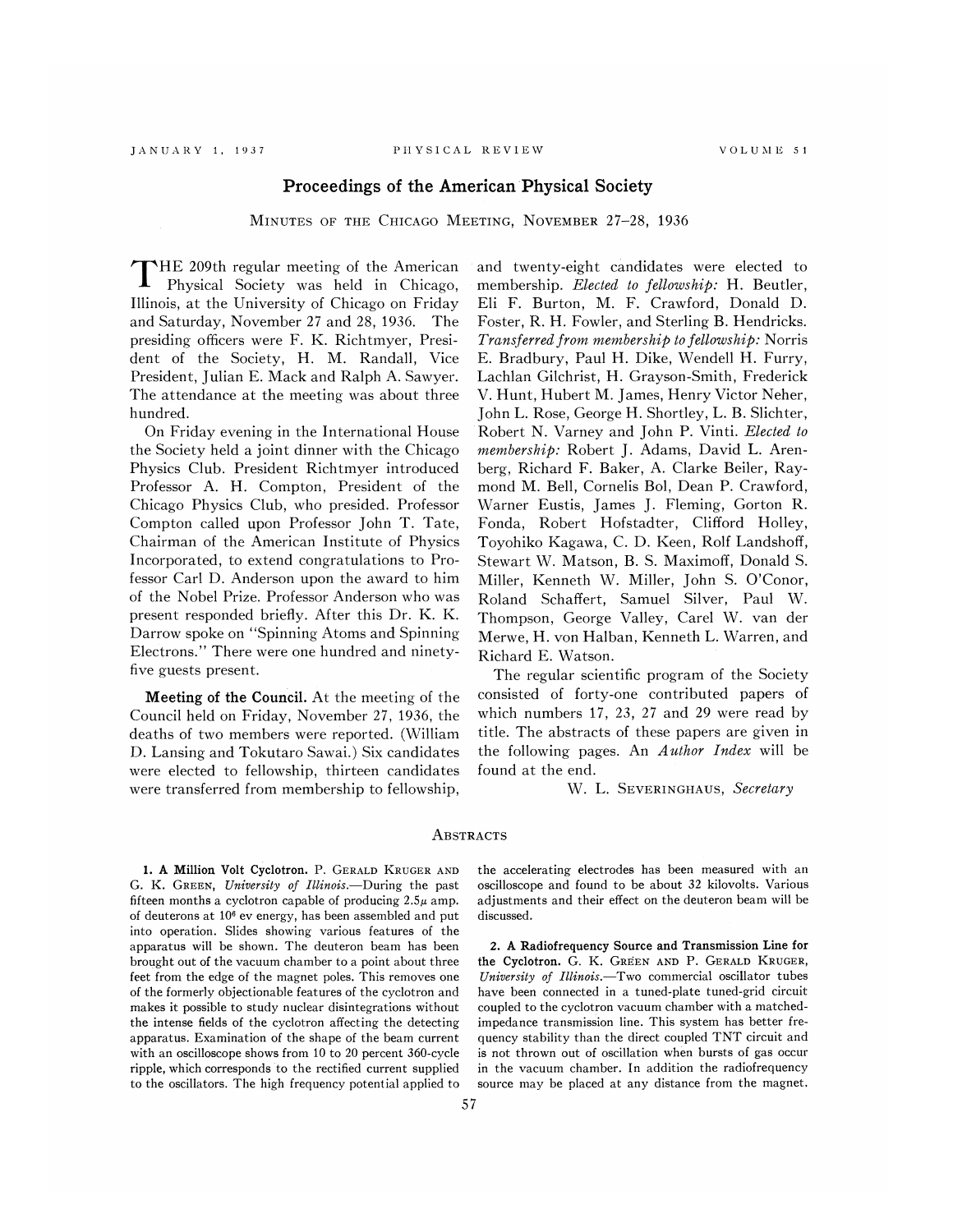# Proceedings of the American Physical Society

## Minutes of the Chicago Meeting, November 27–28, 1936

The 209th regular meeting of the American Physical Society was held in Chicago, Illinois, at the University of Chicago on Friday and Saturday, November 27 and 28, 1936. The presiding officers were F. K. Richtmyer, President of the Society, H. M. Randall, Vice President, Julian E. Mack and Ralph A. Sawyer. The attendance at the meeting was about three hundred.

On Friday evening in the International House the Society held a joint dinner with the Chicago Physics Club. President Richtmyer introduced Professor A. H. Compton, President of the Chicago Physics Club, who presided. Professor Compton called upon Professor John T. Tate, Chairman of the American Institute of Physics Incorporated, to extend congratulations to Professor Carl D. Anderson upon the award to him of the Nobel Prize. Professor Anderson who was present responded briefly. After this Dr. K. K. Darrow spoke on "Spinning Atoms and Spinning Electrons." There were one hundred and ninety-five guests present.

**Meeting of the Council.** At the meeting of the Council held on Friday, November 27, 1936, the deaths of two members were reported. (William D. Lansing and Tokutaro Sawai.) Six candidates were elected to fellowship, thirteen candidates were transferred from membership to fellowship, and twenty-eight candidates were elected to membership. *Elected to fellowship:* H. Beutler, Eli F. Burton, M. F. Crawford, Donald D. Foster, R. H. Fowler, and Sterling B. Hendricks. *Transferred from membership to fellowship:* Norris E. Bradbury, Paul H. Dike, Wendell H. Furry, Lachlan Gilchrist, H. Grayson-Smith, Frederick V. Hunt, Hubert M. James, Henry Victor Neher, John L. Rose, George H. Shortley, L. B. Slichter, Robert N. Varney and John P. Vinti. *Elected to membership:* Robert J. Adams, David L. Arenberg, Richard F. Baker, A. Clarke Beiler, Raymond M. Bell, Cornelis Bol, Dean P. Crawford, Warner Eustis, James J. Fleming, Gorton R. Fonda, Robert Hofstadter, Clifford Holley, Toyohiko Kagawa, C. D. Keen, Rolf Landshoff, Stewart W. Matson, B. S. Maximoff, Donald S. Miller, Kenneth W. Miller, John S. O'Conor, Roland Schaffert, Samuel Silver, Paul W. Thompson, George Valley, Carel W. van der Merwe, H. von Halban, Kenneth L. Warren, and Richard E. Watson.

The regular scientific program of the Society consisted of forty-one contributed papers of which numbers 17, 23, 27 and 29 were read by title. The abstracts of these papers are given in the following pages. An *Author Index* will be found at the end.

W. L. Severinghaus, *Secretary*

## Abstracts

**1. A Million Volt Cyclotron.** P. Gerald Kruger and G. K. Green, *University of Illinois.*—During the past fifteen months a cyclotron capable of producing $2.5\mu$ amp. of deuterons at $10^6$ ev energy, has been assembled and put into operation. Slides showing various features of the apparatus will be shown. The deuteron beam has been brought out of the vacuum chamber to a point about three feet from the edge of the magnet poles. This removes one of the formerly objectionable features of the cyclotron and makes it possible to study nuclear disintegrations without the intense fields of the cyclotron affecting the detecting apparatus. Examination of the shape of the beam current with an oscilloscope shows from 10 to 20 percent 360-cycle ripple, which corresponds to the rectified current supplied to the oscillators. The high frequency potential applied to the accelerating electrodes has been measured with an oscilloscope and found to be about 32 kilovolts. Various adjustments and their effect on the deuteron beam will be discussed.

**2. A Radiofrequency Source and Transmission Line for the Cyclotron.** G. K. Green and P. Gerald Kruger, *University of Illinois.*—Two commercial oscillator tubes have been connected in a tuned-plate tuned-grid circuit coupled to the cyclotron vacuum chamber with a matched-impedance transmission line. This system has better frequency stability than the direct coupled TNT circuit and is not thrown out of oscillation when bursts of gas occur in the vacuum chamber. In addition the radiofrequency source may be placed at any distance from the magnet.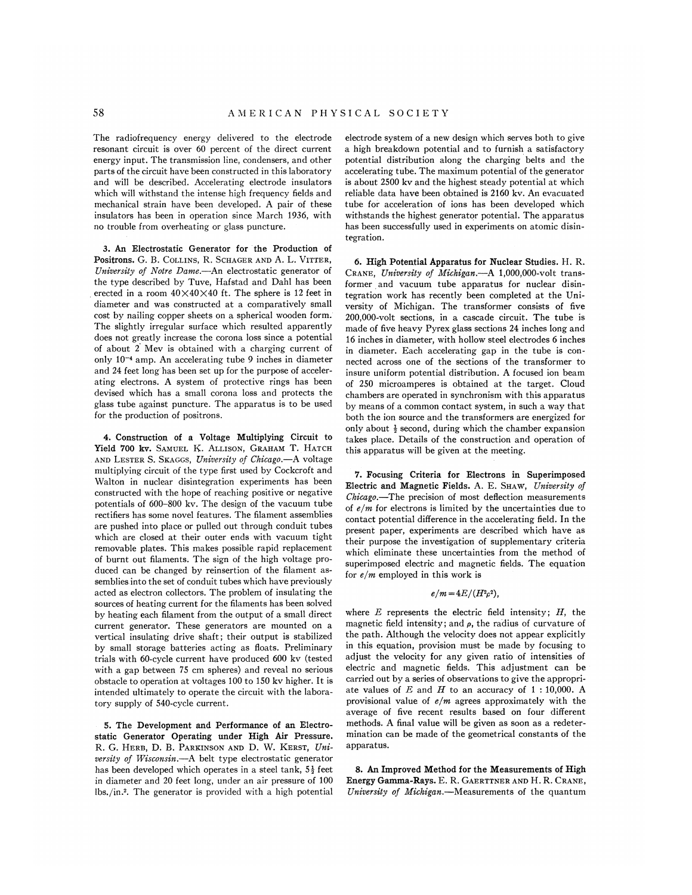The radiofrequency energy delivered to the electrode resonant circuit is over 60 percent of the direct current energy input. The transmission line, condensers, and other parts of the circuit have been constructed in this laboratory and will be described. Accelerating electrode insulators which will withstand the intense high frequency fields and mechanical strain have been developed. A pair of these insulators has been in operation since March 1936, with no trouble from overheating or glass puncture.

**3. An Electrostatic Generator for the Production of Positrons.** G. B. Collins, R. Schager and A. L. Vitter, *University of Notre Dame.*—An electrostatic generator of the type described by Tuve, Hafstad and Dahl has been erected in a room 40×40×40 ft. The sphere is 12 feet in diameter and was constructed at a comparatively small cost by nailing copper sheets on a spherical wooden form. The slightly irregular surface which resulted apparently does not greatly increase the corona loss since a potential of about 2 Mev is obtained with a charging current of only $10^{-4}$ amp. An accelerating tube 9 inches in diameter and 24 feet long has been set up for the purpose of accelerating electrons. A system of protective rings has been devised which has a small corona loss and protects the glass tube against puncture. The apparatus is to be used for the production of positrons.

**4. Construction of a Voltage Multiplying Circuit to Yield 700 kv.** Samuel K. Allison, Graham T. Hatch and Lester S. Skaggs, *University of Chicago.*—A voltage multiplying circuit of the type first used by Cockcroft and Walton in nuclear disintegration experiments has been constructed with the hope of reaching positive or negative potentials of 600–800 kv. The design of the vacuum tube rectifiers has some novel features. The filament assemblies are pushed into place or pulled out through conduit tubes which are closed at their outer ends with vacuum tight removable plates. This makes possible rapid replacement of burnt out filaments. The sign of the high voltage produced can be changed by reinsertion of the filament assemblies into the set of conduit tubes which have previously acted as electron collectors. The problem of insulating the sources of heating current for the filaments has been solved by heating each filament from the output of a small direct current generator. These generators are mounted on a vertical insulating drive shaft; their output is stabilized by small storage batteries acting as floats. Preliminary trials with 60-cycle current have produced 600 kv (tested with a gap between 75 cm spheres) and reveal no serious obstacle to operation at voltages 100 to 150 kv higher. It is intended ultimately to operate the circuit with the laboratory supply of 540-cycle current.

**5. The Development and Performance of an Electrostatic Generator Operating under High Air Pressure.** R. G. Herb, D. B. Parkinson and D. W. Kerst, *University of Wisconsin.*—A belt type electrostatic generator has been developed which operates in a steel tank, 5½ feet in diameter and 20 feet long, under an air pressure of 100 lbs./in.². The generator is provided with a high potential electrode system of a new design which serves both to give a high breakdown potential and to furnish a satisfactory potential distribution along the charging belts and the accelerating tube. The maximum potential of the generator is about 2500 kv and the highest steady potential at which reliable data have been obtained is 2160 kv. An evacuated tube for acceleration of ions has been developed which withstands the highest generator potential. The apparatus has been successfully used in experiments on atomic disintegration.

**6. High Potential Apparatus for Nuclear Studies.** H. R. Crane, *University of Michigan.*—A 1,000,000-volt transformer and vacuum tube apparatus for nuclear disintegration work has recently been completed at the University of Michigan. The transformer consists of five 200,000-volt sections, in a cascade circuit. The tube is made of five heavy Pyrex glass sections 24 inches long and 16 inches in diameter, with hollow steel electrodes 6 inches in diameter. Each accelerating gap in the tube is connected across one of the sections of the transformer to insure uniform potential distribution. A focused ion beam of 250 microamperes is obtained at the target. Cloud chambers are operated in synchronism with this apparatus by means of a common contact system, in such a way that both the ion source and the transformers are energized for only about ½ second, during which the chamber expansion takes place. Details of the construction and operation of this apparatus will be given at the meeting.

**7. Focusing Criteria for Electrons in Superimposed Electric and Magnetic Fields.** A. E. Shaw, *University of Chicago.*—The precision of most deflection measurements of $e/m$ for electrons is limited by the uncertainties due to contact potential difference in the accelerating field. In the present paper, experiments are described which have as their purpose the investigation of supplementary criteria which eliminate these uncertainties from the method of superimposed electric and magnetic fields. The equation for $e/m$ employed in this work is

$$e/m = 4E/(H^2\rho^2),$$

where $E$ represents the electric field intensity; $H$, the magnetic field intensity; and $\rho$, the radius of curvature of the path. Although the velocity does not appear explicitly in this equation, provision must be made by focusing to adjust the velocity for any given ratio of intensities of electric and magnetic fields. This adjustment can be carried out by a series of observations to give the appropriate values of $E$ and $H$ to an accuracy of 1 : 10,000. A provisional value of $e/m$ agrees approximately with the average of five recent results based on four different methods. A final value will be given as soon as a redetermination can be made of the geometrical constants of the apparatus.

**8. An Improved Method for the Measurements of High Energy Gamma-Rays.** E. R. Gaerttner and H. R. Crane, *University of Michigan.*—Measurements of the quantum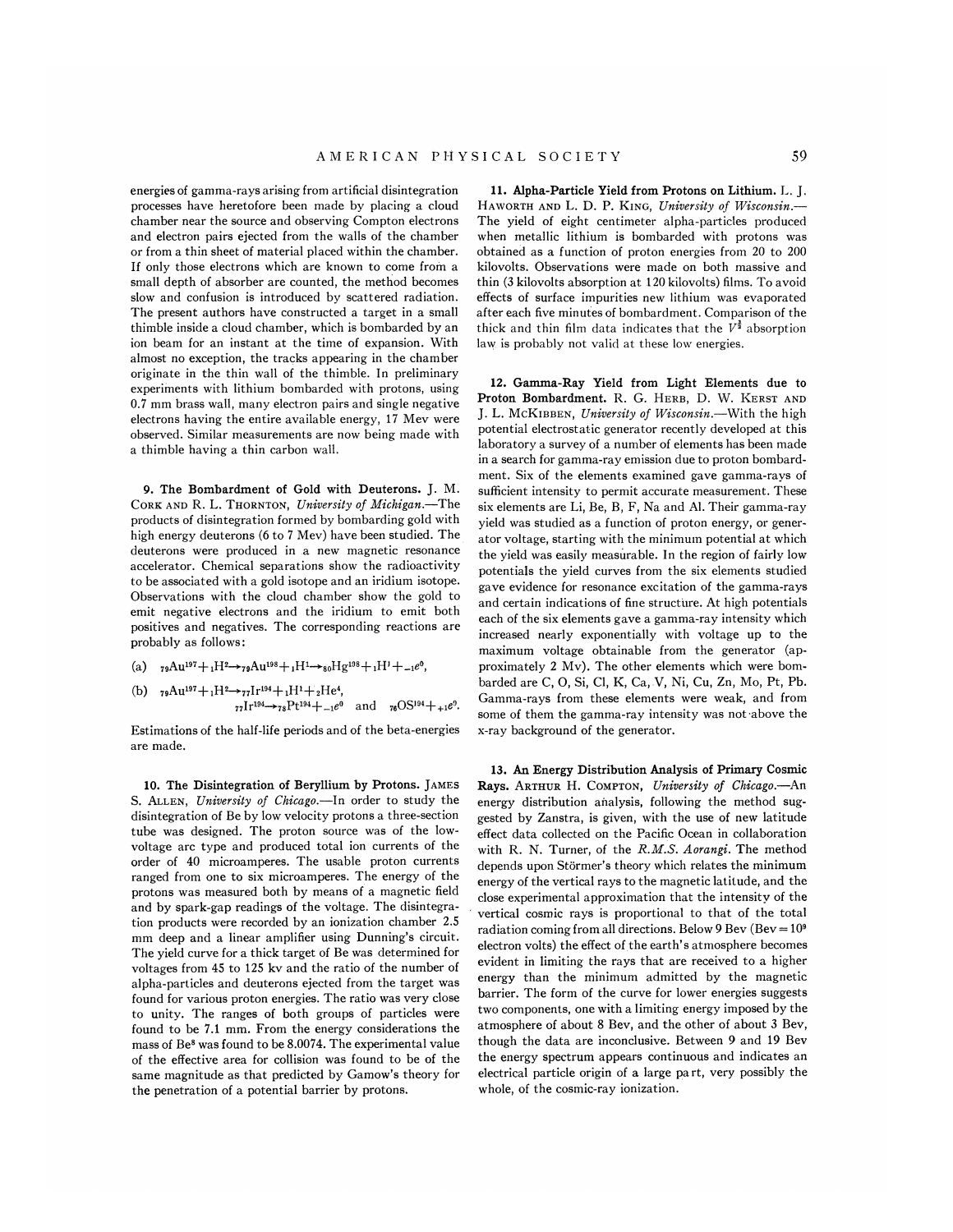energies of gamma-rays arising from artificial disintegration processes have heretofore been made by placing a cloud chamber near the source and observing Compton electrons and electron pairs ejected from the walls of the chamber or from a thin sheet of material placed within the chamber. If only those electrons which are known to come from a small depth of absorber are counted, the method becomes slow and confusion is introduced by scattered radiation. The present authors have constructed a target in a small thimble inside a cloud chamber, which is bombarded by an ion beam for an instant at the time of expansion. With almost no exception, the tracks appearing in the chamber originate in the thin wall of the thimble. In preliminary experiments with lithium bombarded with protons, using 0.7 mm brass wall, many electron pairs and single negative electrons having the entire available energy, 17 Mev were observed. Similar measurements are now being made with a thimble having a thin carbon wall.

**9. The Bombardment of Gold with Deuterons.** J. M. Cork and R. L. Thornton, *University of Michigan*.—The products of disintegration formed by bombarding gold with high energy deuterons (6 to 7 Mev) have been studied. The deuterons were produced in a new magnetic resonance accelerator. Chemical separations show the radioactivity to be associated with a gold isotope and an iridium isotope. Observations with the cloud chamber show the gold to emit negative electrons and the iridium to emit both positives and negatives. The corresponding reactions are probably as follows:

(a) ${}_{79}Au^{197}+{}_{1}H^{2}\rightarrow{}_{79}Au^{198}+{}_{1}H^{1}\rightarrow{}_{80}Hg^{198}+{}_{1}H^{1}+{}_{-1}e^{0}$,

(b) ${}_{79}Au^{197}+{}_{1}H^{2}\rightarrow{}_{77}Ir^{194}+{}_{1}H^{1}+{}_{2}He^{4}$,
${}_{77}Ir^{194}\rightarrow{}_{78}Pt^{194}+{}_{-1}e^{0}$ and ${}_{76}OS^{194}+{}_{+1}e^{0}$.

Estimations of the half-life periods and of the beta-energies are made.

**10. The Disintegration of Beryllium by Protons.** James S. Allen, *University of Chicago*.—In order to study the disintegration of Be by low velocity protons a three-section tube was designed. The proton source was of the low-voltage arc type and produced total ion currents of the order of 40 microamperes. The usable proton currents ranged from one to six microamperes. The energy of the protons was measured both by means of a magnetic field and by spark-gap readings of the voltage. The disintegration products were recorded by an ionization chamber 2.5 mm deep and a linear amplifier using Dunning's circuit. The yield curve for a thick target of Be was determined for voltages from 45 to 125 kv and the ratio of the number of alpha-particles and deuterons ejected from the target was found for various proton energies. The ratio was very close to unity. The ranges of both groups of particles were found to be 7.1 mm. From the energy considerations the mass of $Be^{8}$ was found to be 8.0074. The experimental value of the effective area for collision was found to be of the same magnitude as that predicted by Gamow's theory for the penetration of a potential barrier by protons.

**11. Alpha-Particle Yield from Protons on Lithium.** L. J. Haworth and L. D. P. King, *University of Wisconsin*.—The yield of eight centimeter alpha-particles produced when metallic lithium is bombarded with protons was obtained as a function of proton energies from 20 to 200 kilovolts. Observations were made on both massive and thin (3 kilovolts absorption at 120 kilovolts) films. To avoid effects of surface impurities new lithium was evaporated after each five minutes of bombardment. Comparison of the thick and thin film data indicates that the $V^{\frac{3}{2}}$ absorption law is probably not valid at these low energies.

**12. Gamma-Ray Yield from Light Elements due to Proton Bombardment.** R. G. Herb, D. W. Kerst and J. L. McKibben, *University of Wisconsin*.—With the high potential electrostatic generator recently developed at this laboratory a survey of a number of elements has been made in a search for gamma-ray emission due to proton bombardment. Six of the elements examined gave gamma-rays of sufficient intensity to permit accurate measurement. These six elements are Li, Be, B, F, Na and Al. Their gamma-ray yield was studied as a function of proton energy, or generator voltage, starting with the minimum potential at which the yield was easily measurable. In the region of fairly low potentials the yield curves from the six elements studied gave evidence for resonance excitation of the gamma-rays and certain indications of fine structure. At high potentials each of the six elements gave a gamma-ray intensity which increased nearly exponentially with voltage up to the maximum voltage obtainable from the generator (approximately 2 Mv). The other elements which were bombarded are C, O, Si, Cl, K, Ca, V, Ni, Cu, Zn, Mo, Pt, Pb. Gamma-rays from these elements were weak, and from some of them the gamma-ray intensity was not above the x-ray background of the generator.

**13. An Energy Distribution Analysis of Primary Cosmic Rays.** Arthur H. Compton, *University of Chicago*.—An energy distribution analysis, following the method suggested by Zanstra, is given, with the use of new latitude effect data collected on the Pacific Ocean in collaboration with R. N. Turner, of the *R.M.S. Aorangi*. The method depends upon Störmer's theory which relates the minimum energy of the vertical rays to the magnetic latitude, and the close experimental approximation that the intensity of the vertical cosmic rays is proportional to that of the total radiation coming from all directions. Below 9 Bev (Bev $=10^{9}$ electron volts) the effect of the earth's atmosphere becomes evident in limiting the rays that are received to a higher energy than the minimum admitted by the magnetic barrier. The form of the curve for lower energies suggests two components, one with a limiting energy imposed by the atmosphere of about 8 Bev, and the other of about 3 Bev, though the data are inconclusive. Between 9 and 19 Bev the energy spectrum appears continuous and indicates an electrical particle origin of a large part, very possibly the whole, of the cosmic-ray ionization.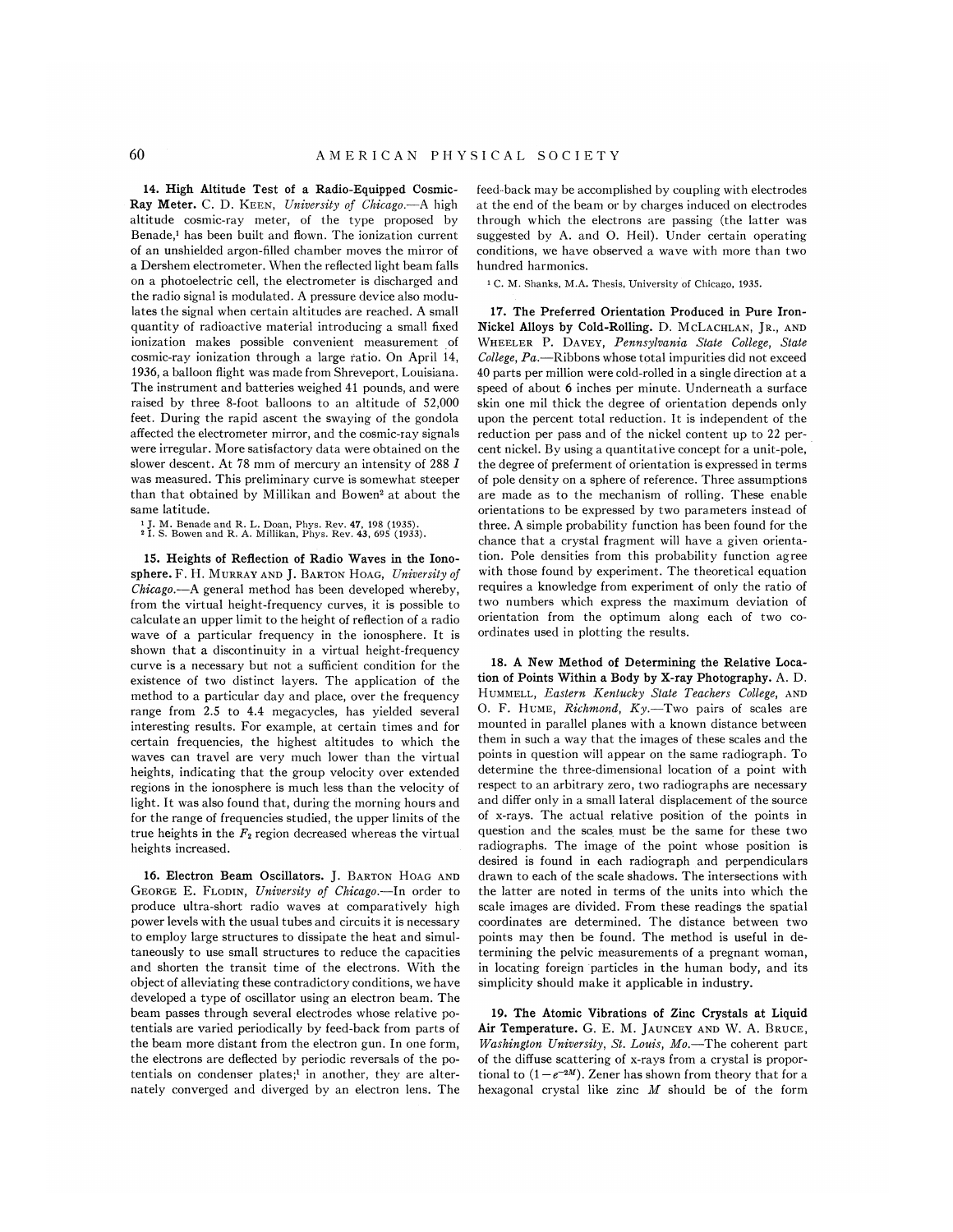**14. High Altitude Test of a Radio-Equipped Cosmic-Ray Meter.** C. D. KEEN, *University of Chicago*.—A high altitude cosmic-ray meter, of the type proposed by Benade,[1] has been built and flown. The ionization current of an unshielded argon-filled chamber moves the mirror of a Dershem electrometer. When the reflected light beam falls on a photoelectric cell, the electrometer is discharged and the radio signal is modulated. A pressure device also modulates the signal when certain altitudes are reached. A small quantity of radioactive material introducing a small fixed ionization makes possible convenient measurement of cosmic-ray ionization through a large ratio. On April 14, 1936, a balloon flight was made from Shreveport, Louisiana. The instrument and batteries weighed 41 pounds, and were raised by three 8-foot balloons to an altitude of 52,000 feet. During the rapid ascent the swaying of the gondola affected the electrometer mirror, and the cosmic-ray signals were irregular. More satisfactory data were obtained on the slower descent. At 78 mm of mercury an intensity of 288 $I$ was measured. This preliminary curve is somewhat steeper than that obtained by Millikan and Bowen[2] at about the same latitude.

[1] J. M. Benade and R. L. Doan, Phys. Rev. **47**, 198 (1935).
[2] I. S. Bowen and R. A. Millikan, Phys. Rev. **43**, 695 (1933).

**15. Heights of Reflection of Radio Waves in the Ionosphere.** F. H. MURRAY AND J. BARTON HOAG, *University of Chicago*.—A general method has been developed whereby, from the virtual height-frequency curves, it is possible to calculate an upper limit to the height of reflection of a radio wave of a particular frequency in the ionosphere. It is shown that a discontinuity in a virtual height-frequency curve is a necessary but not a sufficient condition for the existence of two distinct layers. The application of the method to a particular day and place, over the frequency range from 2.5 to 4.4 megacycles, has yielded several interesting results. For example, at certain times and for certain frequencies, the highest altitudes to which the waves can travel are very much lower than the virtual heights, indicating that the group velocity over extended regions in the ionosphere is much less than the velocity of light. It was also found that, during the morning hours and for the range of frequencies studied, the upper limits of the true heights in the $F_2$ region decreased whereas the virtual heights increased.

**16. Electron Beam Oscillators.** J. BARTON HOAG AND GEORGE E. FLODIN, *University of Chicago*.—In order to produce ultra-short radio waves at comparatively high power levels with the usual tubes and circuits it is necessary to employ large structures to dissipate the heat and simultaneously to use small structures to reduce the capacities and shorten the transit time of the electrons. With the object of alleviating these contradictory conditions, we have developed a type of oscillator using an electron beam. The beam passes through several electrodes whose relative potentials are varied periodically by feed-back from parts of the beam more distant from the electron gun. In one form, the electrons are deflected by periodic reversals of the potentials on condenser plates;[1] in another, they are alternately converged and diverged by an electron lens. The feed-back may be accomplished by coupling with electrodes at the end of the beam or by charges induced on electrodes through which the electrons are passing (the latter was suggested by A. and O. Heil). Under certain operating conditions, we have observed a wave with more than two hundred harmonics.

[1] C. M. Shanks, M.A. Thesis, University of Chicago, 1935.

**17. The Preferred Orientation Produced in Pure Iron-Nickel Alloys by Cold-Rolling.** D. MCLACHLAN, JR., AND WHEELER P. DAVEY, *Pennsylvania State College, State College, Pa.*—Ribbons whose total impurities did not exceed 40 parts per million were cold-rolled in a single direction at a speed of about 6 inches per minute. Underneath a surface skin one mil thick the degree of orientation depends only upon the percent total reduction. It is independent of the reduction per pass and of the nickel content up to 22 percent nickel. By using a quantitative concept for a unit-pole, the degree of preferment of orientation is expressed in terms of pole density on a sphere of reference. Three assumptions are made as to the mechanism of rolling. These enable orientations to be expressed by two parameters instead of three. A simple probability function has been found for the chance that a crystal fragment will have a given orientation. Pole densities from this probability function agree with those found by experiment. The theoretical equation requires a knowledge from experiment of only the ratio of two numbers which express the maximum deviation of orientation from the optimum along each of two coordinates used in plotting the results.

**18. A New Method of Determining the Relative Location of Points Within a Body by X-ray Photography.** A. D. HUMMELL, *Eastern Kentucky State Teachers College*, AND O. F. HUME, *Richmond, Ky.*—Two pairs of scales are mounted in parallel planes with a known distance between them in such a way that the images of these scales and the points in question will appear on the same radiograph. To determine the three-dimensional location of a point with respect to an arbitrary zero, two radiographs are necessary and differ only in a small lateral displacement of the source of x-rays. The actual relative position of the points in question and the scales must be the same for these two radiographs. The image of the point whose position is desired is found in each radiograph and perpendiculars drawn to each of the scale shadows. The intersections with the latter are noted in terms of the units into which the scale images are divided. From these readings the spatial coordinates are determined. The distance between two points may then be found. The method is useful in determining the pelvic measurements of a pregnant woman, in locating foreign particles in the human body, and its simplicity should make it applicable in industry.

**19. The Atomic Vibrations of Zinc Crystals at Liquid Air Temperature.** G. E. M. JAUNCEY AND W. A. BRUCE, *Washington University, St. Louis, Mo.*—The coherent part of the diffuse scattering of x-rays from a crystal is proportional to $(1-e^{-2M})$. Zener has shown from theory that for a hexagonal crystal like zinc $M$ should be of the form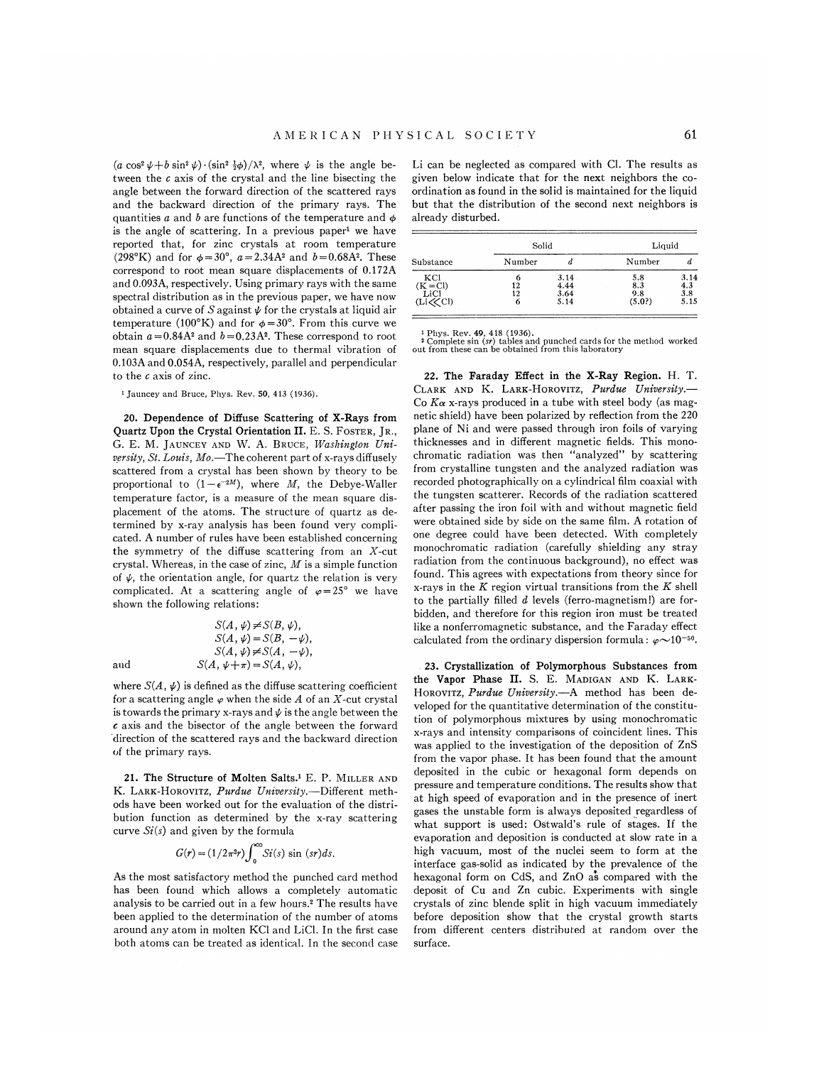$(a \cos^2 \psi + b \sin^2 \psi) \cdot (\sin^2 \frac{1}{2}\phi)/\lambda^2$, where $\psi$ is the angle between the $c$ axis of the crystal and the line bisecting the angle between the forward direction of the scattered rays and the backward direction of the primary rays. The quantities $a$ and $b$ are functions of the temperature and $\phi$ is the angle of scattering. In a previous paper[1] we have reported that, for zinc crystals at room temperature (298°K) and for $\phi = 30°$, $a = 2.34\text{A}^2$ and $b = 0.68\text{A}^2$. These correspond to root mean square displacements of 0.172A and 0.093A, respectively. Using primary rays with the same spectral distribution as in the previous paper, we have now obtained a curve of $S$ against $\psi$ for the crystals at liquid air temperature (100°K) and for $\phi = 30°$. From this curve we obtain $a = 0.84\text{A}^2$ and $b = 0.23\text{A}^2$. These correspond to root mean square displacements due to thermal vibration of 0.103A and 0.054A, respectively, parallel and perpendicular to the $c$ axis of zinc.

[1] Jauncey and Bruce, Phys. Rev. **50**, 413 (1936).

**20. Dependence of Diffuse Scattering of X-Rays from Quartz Upon the Crystal Orientation II.** E. S. Foster, Jr., G. E. M. Jauncey and W. A. Bruce, *Washington University, St. Louis, Mo.*—The coherent part of x-rays diffusely scattered from a crystal has been shown by theory to be proportional to $(1 - \epsilon^{-2M})$, where $M$, the Debye-Waller temperature factor, is a measure of the mean square displacement of the atoms. The structure of quartz as determined by x-ray analysis has been found very complicated. A number of rules have been established concerning the symmetry of the diffuse scattering from an $X$-cut crystal. Whereas, in the case of zinc, $M$ is a simple function of $\psi$, the orientation angle, for quartz the relation is very complicated. At a scattering angle of $\varphi = 25°$ we have shown the following relations:

$$S(A, \psi) \neq S(B, \psi),$$
$$S(A, \psi) = S(B, -\psi),$$
$$S(A, \psi) \neq S(A, -\psi),$$
and
$$S(A, \psi + \pi) = S(A, \psi),$$

where $S(A, \psi)$ is defined as the diffuse scattering coefficient for a scattering angle $\varphi$ when the side $A$ of an $X$-cut crystal is towards the primary x-rays and $\psi$ is the angle between the $c$ axis and the bisector of the angle between the forward direction of the scattered rays and the backward direction of the primary rays.

**21. The Structure of Molten Salts.**[1] E. P. Miller and K. Lark-Horovitz, *Purdue University*.—Different methods have been worked out for the evaluation of the distribution function as determined by the x-ray scattering curve $Si(s)$ and given by the formula

$$G(r) = (1/2\pi^2 r) \int_0^\infty Si(s) \sin(sr) ds.$$

As the most satisfactory method the punched card method has been found which allows a completely automatic analysis to be carried out in a few hours.[2] The results have been applied to the determination of the number of atoms around any atom in molten KCl and LiCl. In the first case both atoms can be treated as identical. In the second case Li can be neglected as compared with Cl. The results as given below indicate that for the next neighbors the coordination as found in the solid is maintained for the liquid but that the distribution of the second next neighbors is already disturbed.

| Substance | Solid | | Liquid | |
|---|---|---|---|---|
| | Number | $d$ | Number | $d$ |
| KCl | 6 | 3.14 | 5.8 | 3.14 |
| (K = Cl) | 12 | 4.44 | 8.3 | 4.3 |
| LiCl | 12 | 3.64 | 9.8 | 3.8 |
| (Li ≪ Cl) | 6 | 5.14 | (5.0?) | 5.15 |

[1] Phys. Rev. **49**, 418 (1936).
[2] Complete sin $(sr)$ tables and punched cards for the method worked out from these can be obtained from this laboratory

**22. The Faraday Effect in the X-Ray Region.** H. T. Clark and K. Lark-Horovitz, *Purdue University*.—Co $K\alpha$ x-rays produced in a tube with steel body (as magnetic shield) have been polarized by reflection from the 220 plane of Ni and were passed through iron foils of varying thicknesses and in different magnetic fields. This monochromatic radiation was then "analyzed" by scattering from crystalline tungsten and the analyzed radiation was recorded photographically on a cylindrical film coaxial with the tungsten scatterer. Records of the radiation scattered after passing the iron foil with and without magnetic field were obtained side by side on the same film. A rotation of one degree could have been detected. With completely monochromatic radiation (carefully shielding any stray radiation from the continuous background), no effect was found. This agrees with expectations from theory since for x-rays in the $K$ region virtual transitions from the $K$ shell to the partially filled $d$ levels (ferro-magnetism!) are forbidden, and therefore for this region iron must be treated like a nonferromagnetic substance, and the Faraday effect calculated from the ordinary dispersion formula: $\varphi \sim 10^{-5°}$.

**23. Crystallization of Polymorphous Substances from the Vapor Phase II.** S. E. Madigan and K. Lark-Horovitz, *Purdue University*.—A method has been developed for the quantitative determination of the constitution of polymorphous mixtures by using monochromatic x-rays and intensity comparisons of coincident lines. This was applied to the investigation of the deposition of ZnS from the vapor phase. It has been found that the amount deposited in the cubic or hexagonal form depends on pressure and temperature conditions. The results show that at high speed of evaporation and in the presence of inert gases the unstable form is always deposited regardless of what support is used: Ostwald's rule of stages. If the evaporation and deposition is conducted at slow rate in a high vacuum, most of the nuclei seem to form at the interface gas-solid as indicated by the prevalence of the hexagonal form on CdS, and ZnO as compared with the deposit of Cu and Zn cubic. Experiments with single crystals of zinc blende split in high vacuum immediately before deposition show that the crystal growth starts from different centers distributed at random over the surface.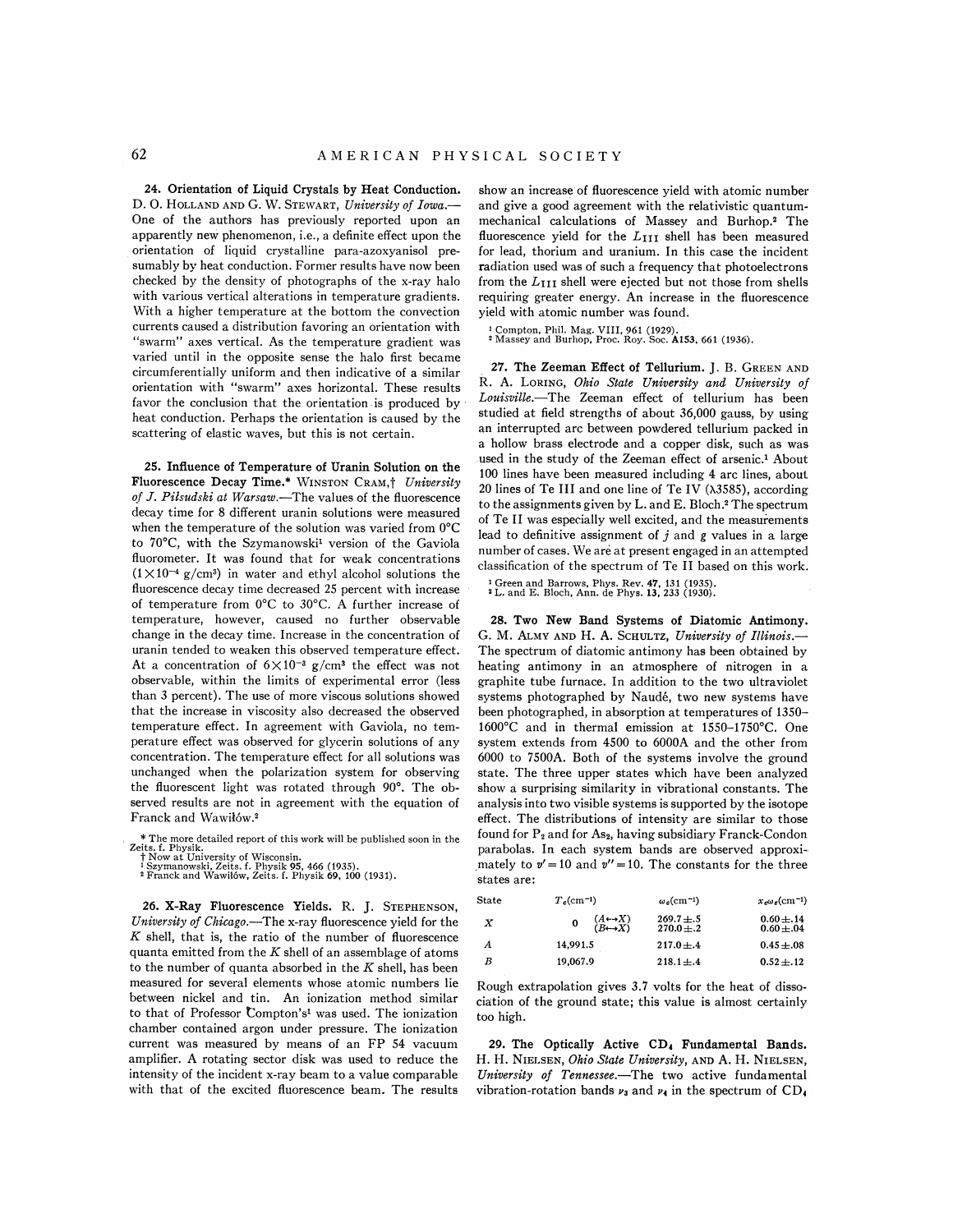**24. Orientation of Liquid Crystals by Heat Conduction.** D. O. Holland and G. W. Stewart, *University of Iowa*.—One of the authors has previously reported upon an apparently new phenomenon, i.e., a definite effect upon the orientation of liquid crystalline para-azoxyanisol presumably by heat conduction. Former results have now been checked by the density of photographs of the x-ray halo with various vertical alterations in temperature gradients. With a higher temperature at the bottom the convection currents caused a distribution favoring an orientation with "swarm" axes vertical. As the temperature gradient was varied until in the opposite sense the halo first became circumferentially uniform and then indicative of a similar orientation with "swarm" axes horizontal. These results favor the conclusion that the orientation is produced by heat conduction. Perhaps the orientation is caused by the scattering of elastic waves, but this is not certain.

**25. Influence of Temperature of Uranin Solution on the Fluorescence Decay Time.*** Winston Cram,† *University of J. Pilsudski at Warsaw*.—The values of the fluorescence decay time for 8 different uranin solutions were measured when the temperature of the solution was varied from 0°C to 70°C, with the Szymanowski[1] version of the Gaviola fluorometer. It was found that for weak concentrations ($1\times10^{-4}$ g/cm³) in water and ethyl alcohol solutions the fluorescence decay time decreased 25 percent with increase of temperature from 0°C to 30°C. A further increase of temperature, however, caused no further observable change in the decay time. Increase in the concentration of uranin tended to weaken this observed temperature effect. At a concentration of $6\times10^{-3}$ g/cm³ the effect was not observable, within the limits of experimental error (less than 3 percent). The use of more viscous solutions showed that the increase in viscosity also decreased the observed temperature effect. In agreement with Gaviola, no temperature effect was observed for glycerin solutions of any concentration. The temperature effect for all solutions was unchanged when the polarization system for observing the fluorescent light was rotated through 90°. The observed results are not in agreement with the equation of Franck and Wawiłów.[2]

\* The more detailed report of this work will be published soon in the Zeits. f. Physik.
† Now at University of Wisconsin.
[1] Szymanowski, Zeits. f. Physik **95**, 466 (1935).
[2] Franck and Wawiłów, Zeits. f. Physik **69**, 100 (1931).

**26. X-Ray Fluorescence Yields.** R. J. Stephenson, *University of Chicago*.—The x-ray fluorescence yield for the $K$ shell, that is, the ratio of the number of fluorescence quanta emitted from the $K$ shell of an assemblage of atoms to the number of quanta absorbed in the $K$ shell, has been measured for several elements whose atomic numbers lie between nickel and tin. An ionization method similar to that of Professor Compton's[1] was used. The ionization chamber contained argon under pressure. The ionization current was measured by means of an FP 54 vacuum amplifier. A rotating sector disk was used to reduce the intensity of the incident x-ray beam to a value comparable with that of the excited fluorescence beam. The results show an increase of fluorescence yield with atomic number and give a good agreement with the relativistic quantum-mechanical calculations of Massey and Burhop.[2] The fluorescence yield for the $L_{III}$ shell has been measured for lead, thorium and uranium. In this case the incident radiation used was of such a frequency that photoelectrons from the $L_{III}$ shell were ejected but not those from shells requiring greater energy. An increase in the fluorescence yield with atomic number was found.

[1] Compton, Phil. Mag. VIII, 961 (1929).
[2] Massey and Burhop, Proc. Roy. Soc. **A153**, 661 (1936).

**27. The Zeeman Effect of Tellurium.** J. B. Green and R. A. Loring, *Ohio State University and University of Louisville*.—The Zeeman effect of tellurium has been studied at field strengths of about 36,000 gauss, by using an interrupted arc between powdered tellurium packed in a hollow brass electrode and a copper disk, such as was used in the study of the Zeeman effect of arsenic.[1] About 100 lines have been measured including 4 arc lines, about 20 lines of Te III and one line of Te IV (λ3585), according to the assignments given by L. and E. Bloch.[2] The spectrum of Te II was especially well excited, and the measurements lead to definitive assignment of $j$ and $g$ values in a large number of cases. We are at present engaged in an attempted classification of the spectrum of Te II based on this work.

[1] Green and Barrows, Phys. Rev. **47**, 131 (1935).
[2] L. and E. Bloch, Ann. de Phys. **13**, 233 (1930).

**28. Two New Band Systems of Diatomic Antimony.** G. M. Almy and H. A. Schultz, *University of Illinois*.—The spectrum of diatomic antimony has been obtained by heating antimony in an atmosphere of nitrogen in a graphite tube furnace. In addition to the two ultraviolet systems photographed by Naudé, two new systems have been photographed, in absorption at temperatures of 1350–1600°C and in thermal emission at 1550–1750°C. One system extends from 4500 to 6000A and the other from 6000 to 7500A. Both of the systems involve the ground state. The three upper states which have been analyzed show a surprising similarity in vibrational constants. The analysis into two visible systems is supported by the isotope effect. The distributions of intensity are similar to those found for $P_2$ and for $As_2$, having subsidiary Franck-Condon parabolas. In each system bands are observed approximately to $v'=10$ and $v''=10$. The constants for the three states are:

| State | $T_e$(cm⁻¹) | | $\omega_e$(cm⁻¹) | $x_e\omega_e$(cm⁻¹) |
|---|---|---|---|---|
| $X$ | 0 | $(A\leftrightarrow X)$ | $269.7\pm.5$ | $0.60\pm.14$ |
| | | $(B\leftrightarrow X)$ | $270.0\pm.2$ | $0.60\pm.04$ |
| $A$ | 14,991.5 | | $217.0\pm.4$ | $0.45\pm.08$ |
| $B$ | 19,067.9 | | $218.1\pm.4$ | $0.52\pm.12$ |

Rough extrapolation gives 3.7 volts for the heat of dissociation of the ground state; this value is almost certainly too high.

**29. The Optically Active $CD_4$ Fundamental Bands.** H. H. Nielsen, *Ohio State University*, and A. H. Nielsen, *University of Tennessee*.—The two active fundamental vibration-rotation bands $\nu_3$ and $\nu_4$ in the spectrum of $CD_4$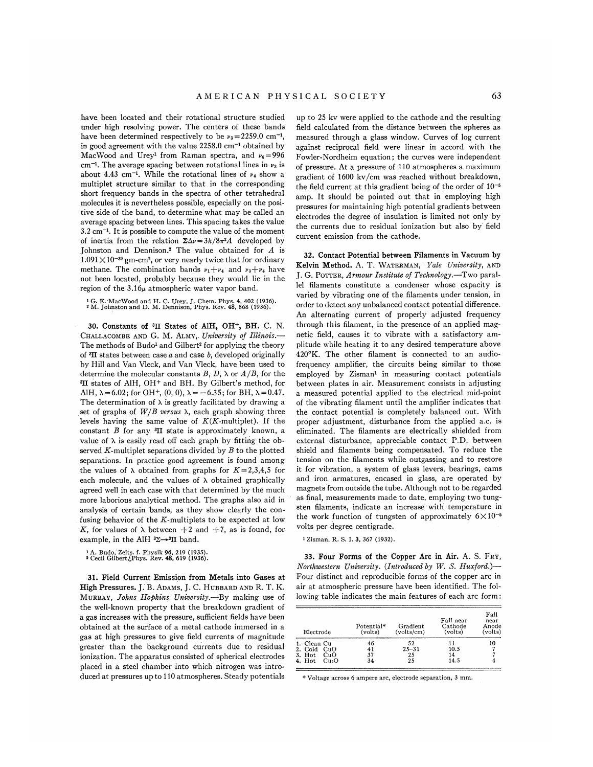have been located and their rotational structure studied under high resolving power. The centers of these bands have been determined respectively to be $\nu_3 = 2259.0$ cm$^{-1}$, in good agreement with the value 2258.0 cm$^{-1}$ obtained by MacWood and Urey[1] from Raman spectra, and $\nu_4 = 996$ cm$^{-1}$. The average spacing between rotational lines in $\nu_3$ is about 4.43 cm$^{-1}$. While the rotational lines of $\nu_4$ show a multiplet structure similar to that in the corresponding short frequency bands in the spectra of other tetrahedral molecules it is nevertheless possible, especially on the positive side of the band, to determine what may be called an average spacing between lines. This spacing takes the value 3.2 cm$^{-1}$. It is possible to compute the value of the moment of inertia from the relation $\Sigma\Delta\nu = 3h/8\pi^2 A$ developed by Johnston and Dennison.[2] The value obtained for $A$ is $1.091 \times 10^{-39}$ gm-cm$^2$, or very nearly twice that for ordinary methane. The combination bands $\nu_1 + \nu_4$ and $\nu_3 + \nu_4$ have not been located, probably because they would lie in the region of the 3.16$\mu$ atmospheric water vapor band.

[1] G. E. MacWood and H. C. Urey, J. Chem. Phys. **4**, 402 (1936).
[2] M. Johnston and D. M. Dennison, Phys. Rev. **48**, 868 (1936).

**30. Constants of $^3\Pi$ States of AlH, OH$^+$, BH.** C. N. Challacombe and G. M. Almy, *University of Illinois.*—The methods of Budo[1] and Gilbert[2] for applying the theory of $^3\Pi$ states between case *a* and case *b*, developed originally by Hill and Van Vleck, and Van Vleck, have been used to determine the molecular constants $B$, $D$, $\lambda$ or $A/B$, for the $^3\Pi$ states of AlH, OH$^+$ and BH. By Gilbert's method, for AlH, $\lambda = 6.02$; for OH$^+$, (0, 0), $\lambda = -6.35$; for BH, $\lambda = 0.47$. The determination of $\lambda$ is greatly facilitated by drawing a set of graphs of $W/B$ *versus* $\lambda$, each graph showing three levels having the same value of $K$($K$-multiplet). If the constant $B$ for any $^3\Pi$ state is approximately known, a value of $\lambda$ is easily read off each graph by fitting the observed $K$-multiplet separations divided by $B$ to the plotted separations. In practice good agreement is found among the values of $\lambda$ obtained from graphs for $K = 2,3,4,5$ for each molecule, and the values of $\lambda$ obtained graphically agreed well in each case with that determined by the much more laborious analytical method. The graphs also aid in analysis of certain bands, as they show clearly the confusing behavior of the $K$-multiplets to be expected at low $K$, for values of $\lambda$ between $+2$ and $+7$, as is found, for example, in the AlH $^3\Sigma \rightarrow {^3\Pi}$ band.

[1] A. Budo, Zeits. f. Physik **96**, 219 (1935).
[2] Cecil Gilbert, Phys. Rev. **48**, 619 (1936).

**31. Field Current Emission from Metals into Gases at High Pressures.** J. B. Adams, J. C. Hubbard and R. T. K. Murray, *Johns Hopkins University.*—By making use of the well-known property that the breakdown gradient of a gas increases with the pressure, sufficient fields have been obtained at the surface of a metal cathode immersed in a gas at high pressures to give field currents of magnitude greater than the background currents due to residual ionization. The apparatus consisted of spherical electrodes placed in a steel chamber into which nitrogen was introduced at pressures up to 110 atmospheres. Steady potentials up to 25 kv were applied to the cathode and the resulting field calculated from the distance between the spheres as measured through a glass window. Curves of log current against reciprocal field were linear in accord with the Fowler-Nordheim equation; the curves were independent of pressure. At a pressure of 110 atmospheres a maximum gradient of 1600 kv/cm was reached without breakdown, the field current at this gradient being of the order of $10^{-5}$ amp. It should be pointed out that in employing high pressures for maintaining high potential gradients between electrodes the degree of insulation is limited not only by the currents due to residual ionization but also by field current emission from the cathode.

**32. Contact Potential between Filaments in Vacuum by Kelvin Method.** A. T. Waterman, *Yale University,* and J. G. Potter, *Armour Institute of Technology.*—Two parallel filaments constitute a condenser whose capacity is varied by vibrating one of the filaments under tension, in order to detect any unbalanced contact potential difference. An alternating current of properly adjusted frequency through this filament, in the presence of an applied magnetic field, causes it to vibrate with a satisfactory amplitude while heating it to any desired temperature above 420°K. The other filament is connected to an audio-frequency amplifier, the circuits being similar to those employed by Zisman[1] in measuring contact potentials between plates in air. Measurement consists in adjusting a measured potential applied to the electrical mid-point of the vibrating filament until the amplifier indicates that the contact potential is completely balanced out. With proper adjustment, disturbance from the applied a.c. is eliminated. The filaments are electrically shielded from external disturbance, appreciable contact P.D. between shield and filaments being compensated. To reduce the tension on the filaments while outgassing and to restore it for vibration, a system of glass levers, bearings, cams and iron armatures, encased in glass, are operated by magnets from outside the tube. Although not to be regarded as final, measurements made to date, employing two tungsten filaments, indicate an increase with temperature in the work function of tungsten of approximately $6 \times 10^{-5}$ volts per degree centigrade.

[1] Zisman, R. S. I. **3**, 367 (1932).

**33. Four Forms of the Copper Arc in Air.** A. S. Fry, *Northwestern University.* (*Introduced by* W. S. Huxford.)—Four distinct and reproducible forms of the copper arc in air at atmospheric pressure have been identified. The following table indicates the main features of each arc form:

| Electrode | Potential* (volts) | Gradient (volts/cm) | Fall near Cathode (volts) | Fall near Anode (volts) |
|---|---|---|---|---|
| 1. Clean Cu | 46 | 52 | 11 | 10 |
| 2. Cold CuO | 41 | 25–31 | 10.5 | 7 |
| 3. Hot CuO | 37 | 25 | 14 | 7 |
| 4. Hot $Cu_2O$ | 34 | 25 | 14.5 | 4 |

\* Voltage across 6 ampere arc, electrode separation, 3 mm.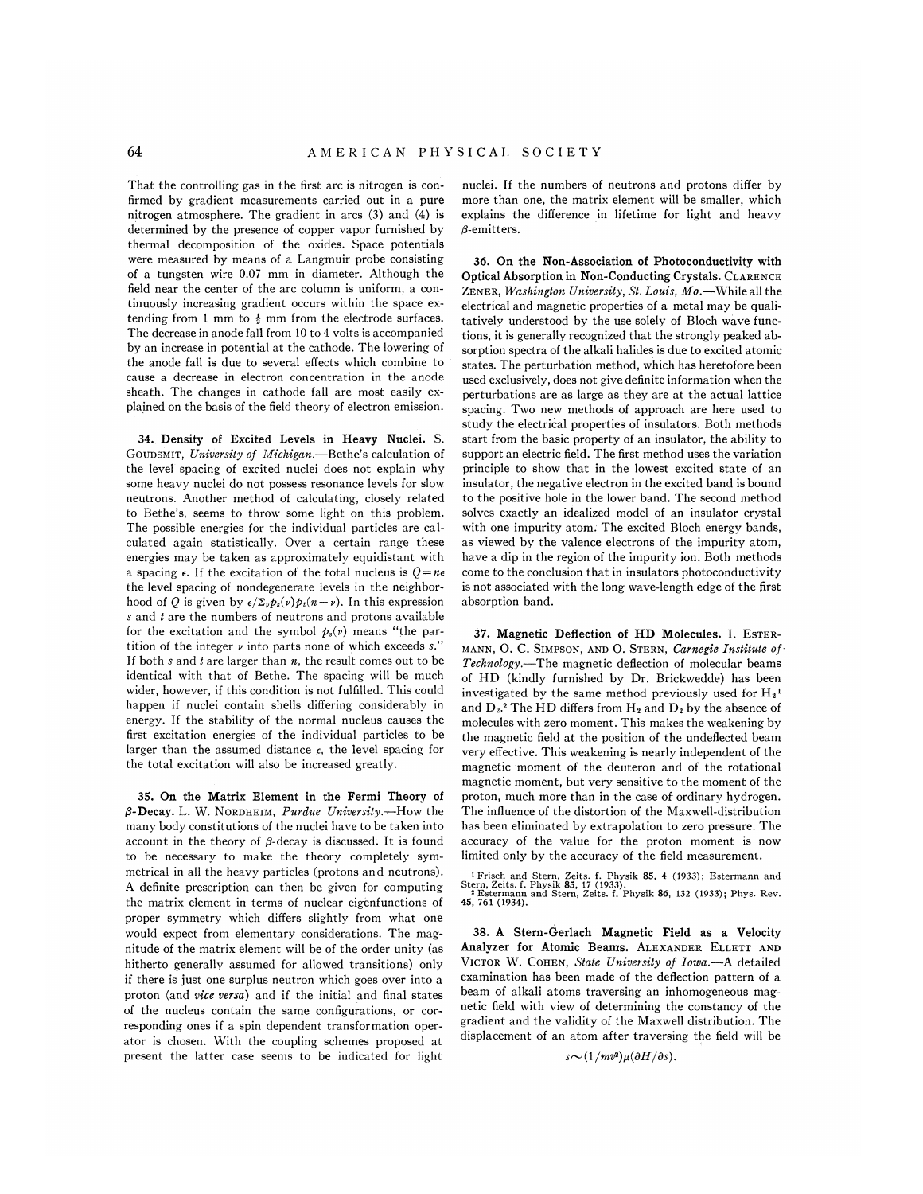That the controlling gas in the first arc is nitrogen is confirmed by gradient measurements carried out in a pure nitrogen atmosphere. The gradient in arcs (3) and (4) is determined by the presence of copper vapor furnished by thermal decomposition of the oxides. Space potentials were measured by means of a Langmuir probe consisting of a tungsten wire 0.07 mm in diameter. Although the field near the center of the arc column is uniform, a continuously increasing gradient occurs within the space extending from 1 mm to $\frac{1}{2}$ mm from the electrode surfaces. The decrease in anode fall from 10 to 4 volts is accompanied by an increase in potential at the cathode. The lowering of the anode fall is due to several effects which combine to cause a decrease in electron concentration in the anode sheath. The changes in cathode fall are most easily explained on the basis of the field theory of electron emission.

**34. Density of Excited Levels in Heavy Nuclei.** S. Goudsmit, *University of Michigan*.—Bethe's calculation of the level spacing of excited nuclei does not explain why some heavy nuclei do not possess resonance levels for slow neutrons. Another method of calculating, closely related to Bethe's, seems to throw some light on this problem. The possible energies for the individual particles are calculated again statistically. Over a certain range these energies may be taken as approximately equidistant with a spacing $\epsilon$. If the excitation of the total nucleus is $Q = n\epsilon$ the level spacing of nondegenerate levels in the neighborhood of $Q$ is given by $\epsilon/\Sigma_\nu p_s(\nu)p_t(n-\nu)$. In this expression $s$ and $t$ are the numbers of neutrons and protons available for the excitation and the symbol $p_s(\nu)$ means "the partition of the integer $\nu$ into parts none of which exceeds $s$." If both $s$ and $t$ are larger than $n$, the result comes out to be identical with that of Bethe. The spacing will be much wider, however, if this condition is not fulfilled. This could happen if nuclei contain shells differing considerably in energy. If the stability of the normal nucleus causes the first excitation energies of the individual particles to be larger than the assumed distance $\epsilon$, the level spacing for the total excitation will also be increased greatly.

**35. On the Matrix Element in the Fermi Theory of $\beta$-Decay.** L. W. Nordheim, *Purdue University*.—How the many body constitutions of the nuclei have to be taken into account in the theory of $\beta$-decay is discussed. It is found to be necessary to make the theory completely symmetrical in all the heavy particles (protons and neutrons). A definite prescription can then be given for computing the matrix element in terms of nuclear eigenfunctions of proper symmetry which differs slightly from what one would expect from elementary considerations. The magnitude of the matrix element will be of the order unity (as hitherto generally assumed for allowed transitions) only if there is just one surplus neutron which goes over into a proton (and *vice versa*) and if the initial and final states of the nucleus contain the same configurations, or corresponding ones if a spin dependent transformation operator is chosen. With the coupling schemes proposed at present the latter case seems to be indicated for light nuclei. If the numbers of neutrons and protons differ by more than one, the matrix element will be smaller, which explains the difference in lifetime for light and heavy $\beta$-emitters.

**36. On the Non-Association of Photoconductivity with Optical Absorption in Non-Conducting Crystals.** Clarence Zener, *Washington University, St. Louis, Mo.*—While all the electrical and magnetic properties of a metal may be qualitatively understood by the use solely of Bloch wave functions, it is generally recognized that the strongly peaked absorption spectra of the alkali halides is due to excited atomic states. The perturbation method, which has heretofore been used exclusively, does not give definite information when the perturbations are as large as they are at the actual lattice spacing. Two new methods of approach are here used to study the electrical properties of insulators. Both methods start from the basic property of an insulator, the ability to support an electric field. The first method uses the variation principle to show that in the lowest excited state of an insulator, the negative electron in the excited band is bound to the positive hole in the lower band. The second method solves exactly an idealized model of an insulator crystal with one impurity atom. The excited Bloch energy bands, as viewed by the valence electrons of the impurity atom, have a dip in the region of the impurity ion. Both methods come to the conclusion that in insulators photoconductivity is not associated with the long wave-length edge of the first absorption band.

**37. Magnetic Deflection of HD Molecules.** I. Estermann, O. C. Simpson, and O. Stern, *Carnegie Institute of Technology*.—The magnetic deflection of molecular beams of HD (kindly furnished by Dr. Brickwedde) has been investigated by the same method previously used for $H_2$[1] and $D_2$.[2] The HD differs from $H_2$ and $D_2$ by the absence of molecules with zero moment. This makes the weakening by the magnetic field at the position of the undeflected beam very effective. This weakening is nearly independent of the magnetic moment of the deuteron and of the rotational magnetic moment, but very sensitive to the moment of the proton, much more than in the case of ordinary hydrogen. The influence of the distortion of the Maxwell-distribution has been eliminated by extrapolation to zero pressure. The accuracy of the value for the proton moment is now limited only by the accuracy of the field measurement.

[1] Frisch and Stern, Zeits. f. Physik **85**, 4 (1933); Estermann and Stern, Zeits. f. Physik **85**, 17 (1933).
[2] Estermann and Stern, Zeits. f. Physik **86**, 132 (1933); Phys. Rev. **45**, 761 (1934).

**38. A Stern-Gerlach Magnetic Field as a Velocity Analyzer for Atomic Beams.** Alexander Ellett and Victor W. Cohen, *State University of Iowa*.—A detailed examination has been made of the deflection pattern of a beam of alkali atoms traversing an inhomogeneous magnetic field with view of determining the constancy of the gradient and the validity of the Maxwell distribution. The displacement of an atom after traversing the field will be

$$s \sim (1/mv^2)\mu(\partial H/\partial s).$$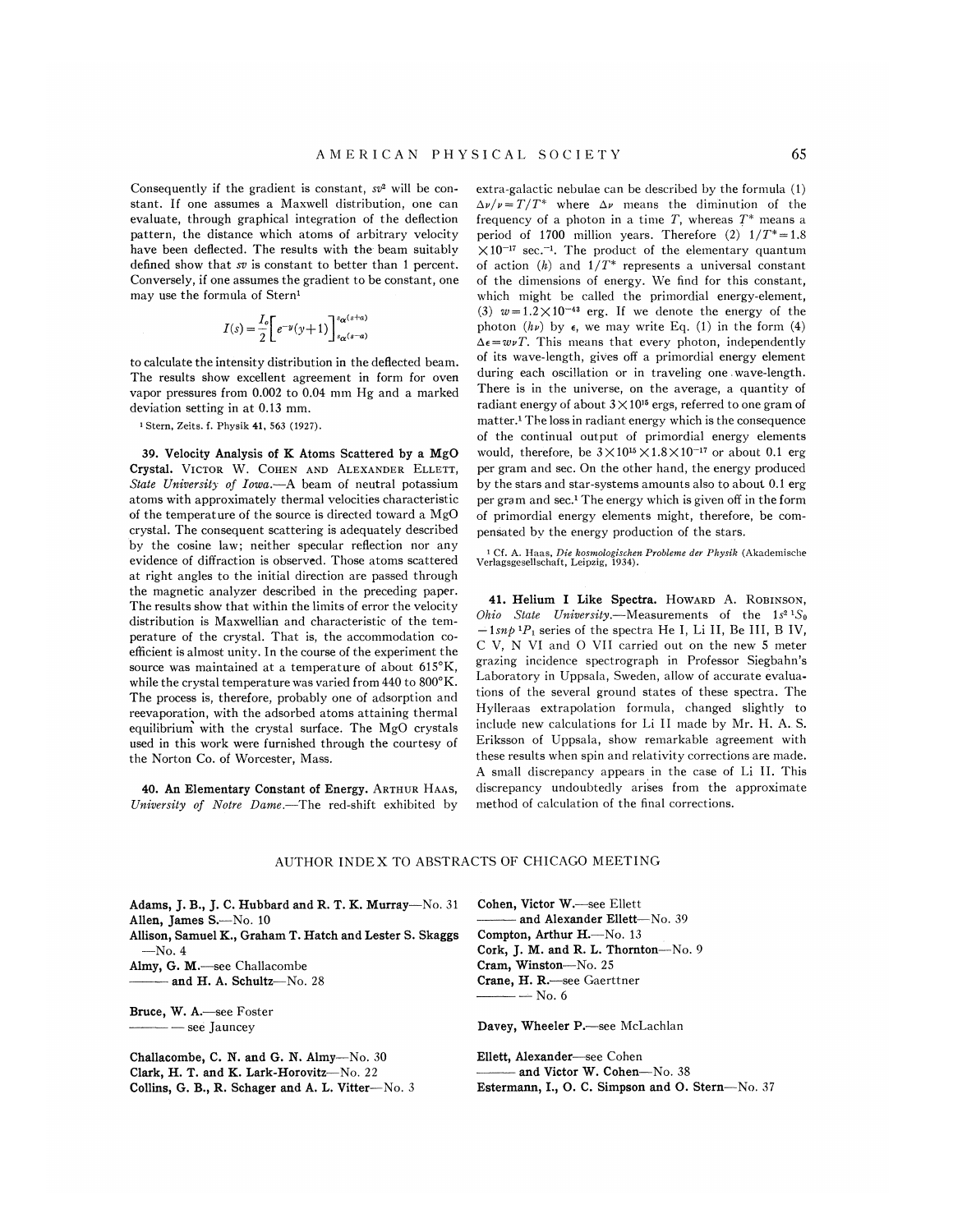Consequently if the gradient is constant, $sv^2$ will be constant. If one assumes a Maxwell distribution, one can evaluate, through graphical integration of the deflection pattern, the distance which atoms of arbitrary velocity have been deflected. The results with the beam suitably defined show that $sv$ is constant to better than 1 percent. Conversely, if one assumes the gradient to be constant, one may use the formula of Stern[1]

$$I(s) = \frac{I_0}{2}\left[e^{-y}(y+1)\right]_{s_\alpha(s-a)}^{s_\alpha(s+a)}$$

to calculate the intensity distribution in the deflected beam. The results show excellent agreement in form for oven vapor pressures from 0.002 to 0.04 mm Hg and a marked deviation setting in at 0.13 mm.

[1] Stern, Zeits. f. Physik **41**, 563 (1927).

**39. Velocity Analysis of K Atoms Scattered by a MgO Crystal.** VICTOR W. COHEN AND ALEXANDER ELLETT, *State University of Iowa*.—A beam of neutral potassium atoms with approximately thermal velocities characteristic of the temperature of the source is directed toward a MgO crystal. The consequent scattering is adequately described by the cosine law; neither specular reflection nor any evidence of diffraction is observed. Those atoms scattered at right angles to the initial direction are passed through the magnetic analyzer described in the preceding paper. The results show that within the limits of error the velocity distribution is Maxwellian and characteristic of the temperature of the crystal. That is, the accommodation coefficient is almost unity. In the course of the experiment the source was maintained at a temperature of about 615°K, while the crystal temperature was varied from 440 to 800°K. The process is, therefore, probably one of adsorption and reevaporation, with the adsorbed atoms attaining thermal equilibrium with the crystal surface. The MgO crystals used in this work were furnished through the courtesy of the Norton Co. of Worcester, Mass.

**40. An Elementary Constant of Energy.** ARTHUR HAAS, *University of Notre Dame*.—The red-shift exhibited by extra-galactic nebulae can be described by the formula (1) $\Delta\nu/\nu = T/T^*$ where $\Delta\nu$ means the diminution of the frequency of a photon in a time $T$, whereas $T^*$ means a period of 1700 million years. Therefore (2) $1/T^* = 1.8 \times 10^{-17}$ sec.$^{-1}$. The product of the elementary quantum of action ($h$) and $1/T^*$ represents a universal constant of the dimensions of energy. We find for this constant, which might be called the primordial energy-element, (3) $w = 1.2 \times 10^{-43}$ erg. If we denote the energy of the photon ($h\nu$) by $\epsilon$, we may write Eq. (1) in the form (4) $\Delta\epsilon = w\nu T$. This means that every photon, independently of its wave-length, gives off a primordial energy element during each oscillation or in traveling one wave-length. There is in the universe, on the average, a quantity of radiant energy of about $3 \times 10^{15}$ ergs, referred to one gram of matter.[1] The loss in radiant energy which is the consequence of the continual output of primordial energy elements would, therefore, be $3 \times 10^{15} \times 1.8 \times 10^{-17}$ or about 0.1 erg per gram and sec. On the other hand, the energy produced by the stars and star-systems amounts also to about 0.1 erg per gram and sec.[1] The energy which is given off in the form of primordial energy elements might, therefore, be compensated by the energy production of the stars.

[1] Cf. A. Haas, *Die kosmologischen Probleme der Physik* (Akademische Verlagsgesellschaft, Leipzig, 1934).

**41. Helium I Like Spectra.** HOWARD A. ROBINSON, *Ohio State University*.—Measurements of the $1s^2\,{}^1S_0 - 1snp\,{}^1P_1$ series of the spectra He I, Li II, Be III, B IV, C V, N VI and O VII carried out on the new 5 meter grazing incidence spectrograph in Professor Siegbahn's Laboratory in Uppsala, Sweden, allow of accurate evaluations of the several ground states of these spectra. The Hylleraas extrapolation formula, changed slightly to include new calculations for Li II made by Mr. H. A. S. Eriksson of Uppsala, show remarkable agreement with these results when spin and relativity corrections are made. A small discrepancy appears in the case of Li II. This discrepancy undoubtedly arises from the approximate method of calculation of the final corrections.

## AUTHOR INDEX TO ABSTRACTS OF CHICAGO MEETING

**Adams, J. B., J. C. Hubbard and R. T. K. Murray**—No. 31
**Allen, James S.**—No. 10
**Allison, Samuel K., Graham T. Hatch and Lester S. Skaggs**—No. 4
**Almy, G. M.**—see Challacombe
——— **and H. A. Schultz**—No. 28

**Bruce, W. A.**—see Foster
——— — see Jauncey

**Challacombe, C. N. and G. N. Almy**—No. 30
**Clark, H. T. and K. Lark-Horovitz**—No. 22
**Collins, G. B., R. Schager and A. L. Vitter**—No. 3

**Cohen, Victor W.**—see Ellett
——— **and Alexander Ellett**—No. 39
**Compton, Arthur H.**—No. 13
**Cork, J. M. and R. L. Thornton**—No. 9
**Cram, Winston**—No. 25
**Crane, H. R.**—see Gaerttner
——— — No. 6

**Davey, Wheeler P.**—see McLachlan

**Ellett, Alexander**—see Cohen
——— **and Victor W. Cohen**—No. 38
**Estermann, I., O. C. Simpson and O. Stern**—No. 37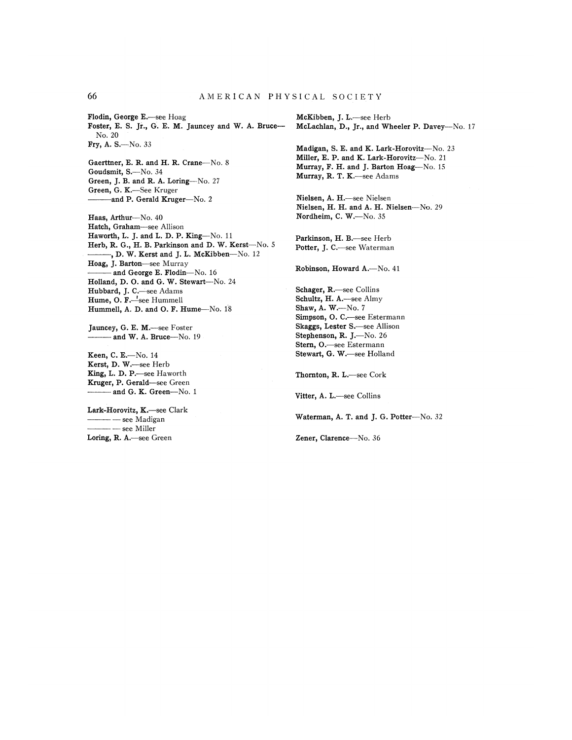**Flodin, George E.**—see Hoag
**Foster, E. S. Jr., G. E. M. Jauncey and W. A. Bruce**—No. 20
**Fry, A. S.**—No. 33

**Gaerttner, E. R. and H. R. Crane**—No. 8
**Goudsmit, S.**—No. 34
**Green, J. B. and R. A. Loring**—No. 27
**Green, G. K.**—See Kruger
——— **and P. Gerald Kruger**—No. 2

**Haas, Arthur**—No. 40
**Hatch, Graham**—see Allison
**Haworth, L. J. and L. D. P. King**—No. 11
**Herb, R. G., H. B. Parkinson and D. W. Kerst**—No. 5
———, **D. W. Kerst and J. L. McKibben**—No. 12
**Hoag, J. Barton**—see Murray
——— **and George E. Flodin**—No. 16
**Holland, D. O. and G. W. Stewart**—No. 24
**Hubbard, J. C.**—see Adams
**Hume, O. F.**—see Hummell
**Hummell, A. D. and O. F. Hume**—No. 18

**Jauncey, G. E. M.**—see Foster
——— **and W. A. Bruce**—No. 19

**Keen, C. E.**—No. 14
**Kerst, D. W.**—see Herb
**King, L. D. P.**—see Haworth
**Kruger, P. Gerald**—see Green
——— **and G. K. Green**—No. 1

**Lark-Horovitz, K.**—see Clark
——— — see Madigan
——— — see Miller
**Loring, R. A.**—see Green

**McKibben, J. L.**—see Herb
**McLachlan, D., Jr., and Wheeler P. Davey**—No. 17

**Madigan, S. E. and K. Lark-Horovitz**—No. 23
**Miller, E. P. and K. Lark-Horovitz**—No. 21
**Murray, F. H. and J. Barton Hoag**—No. 15
**Murray, R. T. K.**—see Adams

**Nielsen, A. H.**—see Nielsen
**Nielsen, H. H. and A. H. Nielsen**—No. 29
**Nordheim, C. W.**—No. 35

**Parkinson, H. B.**—see Herb
**Potter, J. C.**—see Waterman

**Robinson, Howard A.**—No. 41

**Schager, R.**—see Collins
**Schultz, H. A.**—see Almy
**Shaw, A. W.**—No. 7
**Simpson, O. C.**—see Estermann
**Skaggs, Lester S.**—see Allison
**Stephenson, R. J.**—No. 26
**Stern, O.**—see Estermann
**Stewart, G. W.**—see Holland

**Thornton, R. L.**—see Cork

**Vitter, A. L.**—see Collins

**Waterman, A. T. and J. G. Potter**—No. 32

**Zener, Clarence**—No. 36